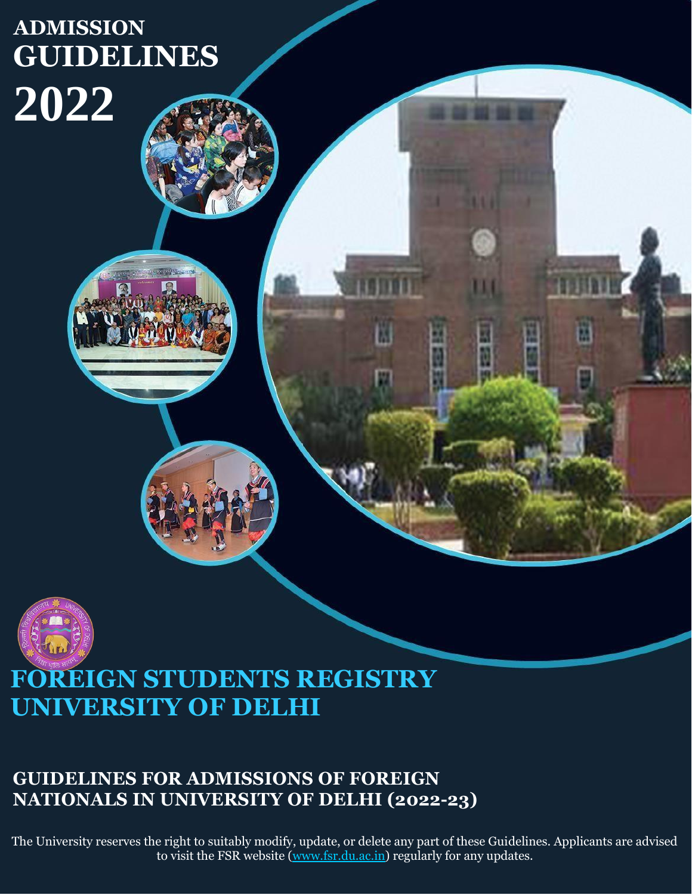# ADMISSION GUIDELINES 2022

## FOREIGN STUDENTS REGISTRY
## UNIVERSITY OF DELHI

### GUIDELINES FOR ADMISSIONS OF FOREIGN NATIONALS IN UNIVERSITY OF DELHI (2022-23)

The University reserves the right to suitably modify, update, or delete any part of these Guidelines. Applicants are advised to visit the FSR website (www.fsr.du.ac.in) regularly for any updates.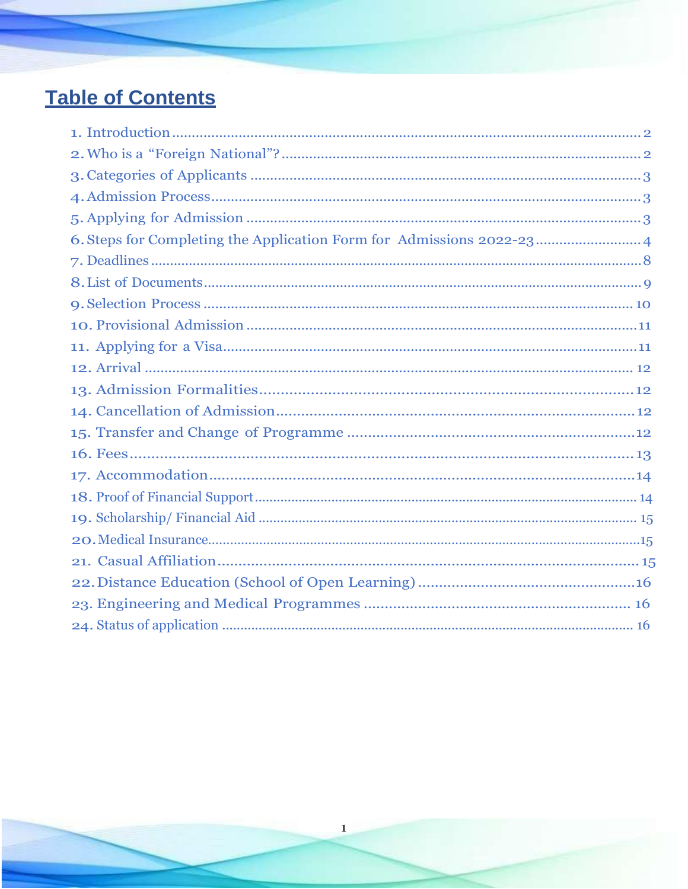# Table of Contents

1. Introduction .......... 2
2. Who is a "Foreign National"? .......... 2
3. Categories of Applicants .......... 3
4. Admission Process .......... 3
5. Applying for Admission .......... 3
6. Steps for Completing the Application Form for Admissions 2022-23 .......... 4
7. Deadlines .......... 8
8. List of Documents .......... 9
9. Selection Process .......... 10
10. Provisional Admission .......... 11
11. Applying for a Visa .......... 11
12. Arrival .......... 12
13. Admission Formalities .......... 12
14. Cancellation of Admission .......... 12
15. Transfer and Change of Programme .......... 12
16. Fees .......... 13
17. Accommodation .......... 14
18. Proof of Financial Support .......... 14
19. Scholarship/ Financial Aid .......... 15
20. Medical Insurance .......... 15
21. Casual Affiliation .......... 15
22. Distance Education (School of Open Learning) .......... 16
23. Engineering and Medical Programmes .......... 16
24. Status of application .......... 16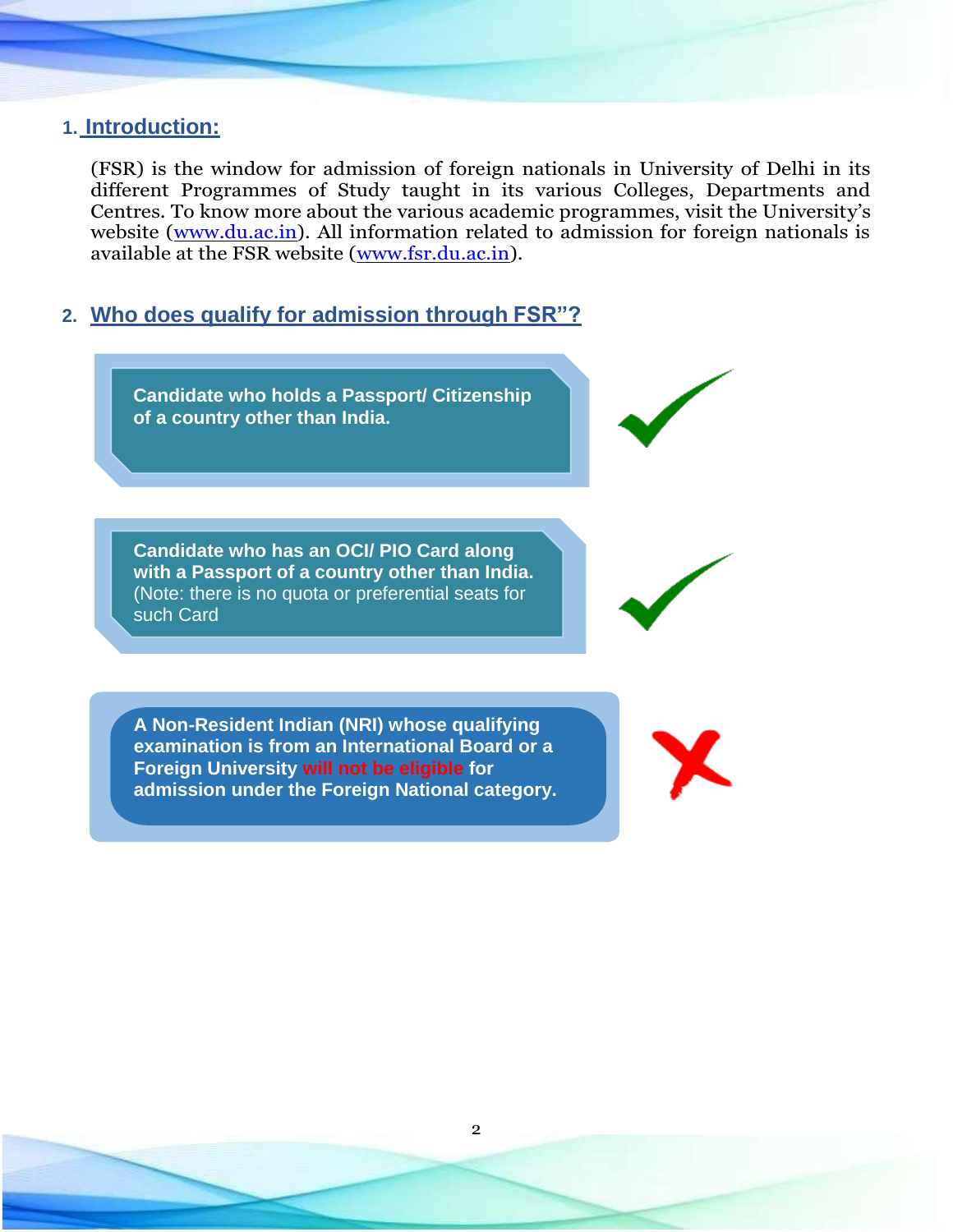## 1. Introduction:

(FSR) is the window for admission of foreign nationals in University of Delhi in its different Programmes of Study taught in its various Colleges, Departments and Centres. To know more about the various academic programmes, visit the University's website ([www.du.ac.in](http://www.du.ac.in)). All information related to admission for foreign nationals is available at the FSR website ([www.fsr.du.ac.in](http://www.fsr.du.ac.in)).

## 2. Who does qualify for admission through FSR"?

**Candidate who holds a Passport/ Citizenship of a country other than India.** ✔

**Candidate who has an OCI/ PIO Card along with a Passport of a country other than India.** (Note: there is no quota or preferential seats for such Card ✔

**A Non-Resident Indian (NRI) whose qualifying examination is from an International Board or a Foreign University will not be eligible for admission under the Foreign National category.** ✘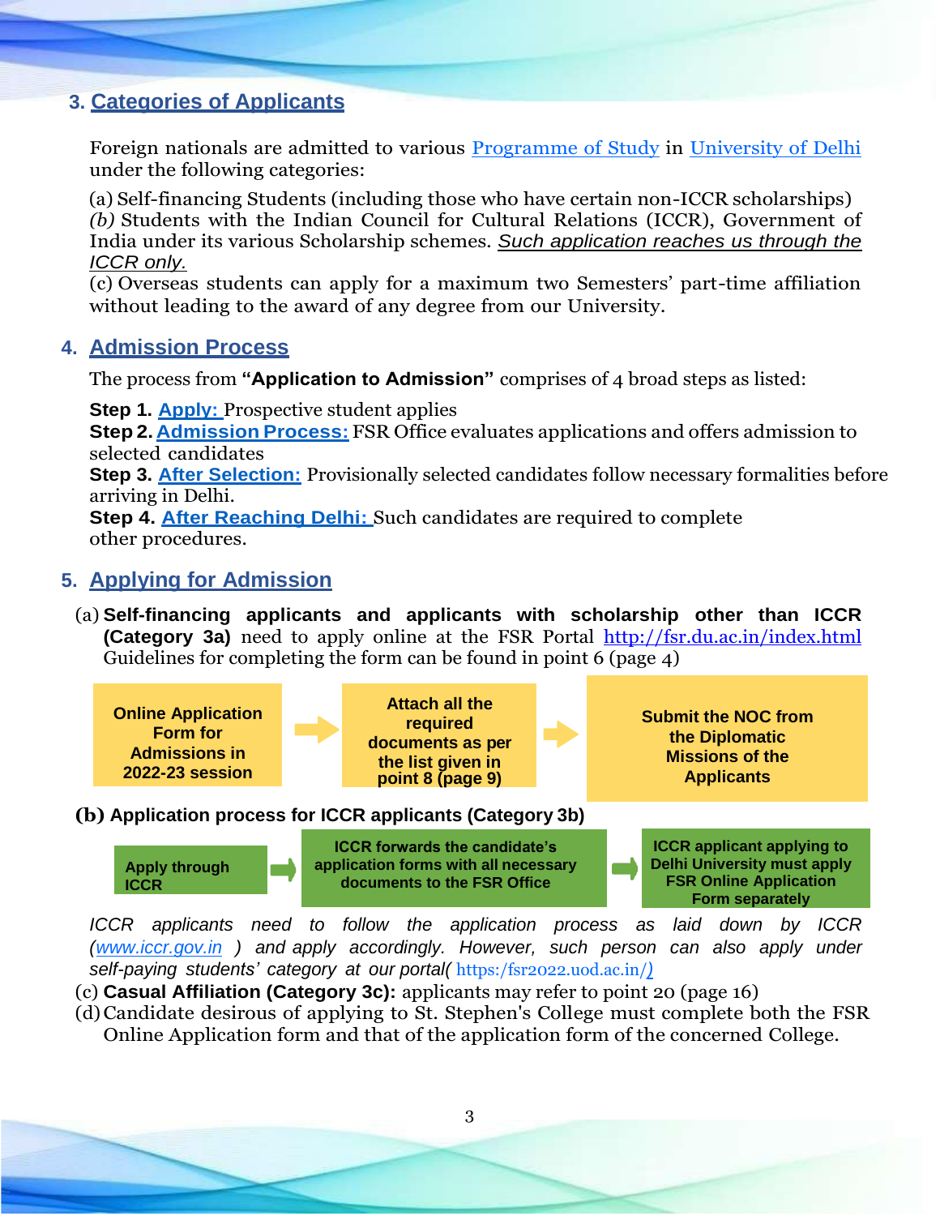## 3. Categories of Applicants

Foreign nationals are admitted to various Programme of Study in University of Delhi under the following categories:

(a) Self-financing Students (including those who have certain non-ICCR scholarships)
*(b)* Students with the Indian Council for Cultural Relations (ICCR), Government of India under its various Scholarship schemes. *Such application reaches us through the ICCR only.*
(c) Overseas students can apply for a maximum two Semesters' part-time affiliation without leading to the award of any degree from our University.

## 4. Admission Process

The process from **"Application to Admission"** comprises of 4 broad steps as listed:

**Step 1. Apply:** Prospective student applies
**Step 2. Admission Process:** FSR Office evaluates applications and offers admission to selected candidates
**Step 3. After Selection:** Provisionally selected candidates follow necessary formalities before arriving in Delhi.
**Step 4. After Reaching Delhi:** Such candidates are required to complete other procedures.

## 5. Applying for Admission

(a) **Self-financing applicants and applicants with scholarship other than ICCR (Category 3a)** need to apply online at the FSR Portal http://fsr.du.ac.in/index.html Guidelines for completing the form can be found in point 6 (page 4)

**Online Application Form for Admissions in 2022-23 session** → **Attach all the required documents as per the list given in point 8 (page 9)** → **Submit the NOC from the Diplomatic Missions of the Applicants**

**(b) Application process for ICCR applicants (Category 3b)**

**Apply through ICCR** → **ICCR forwards the candidate's application forms with all necessary documents to the FSR Office** → **ICCR applicant applying to Delhi University must apply FSR Online Application Form separately**

*ICCR applicants need to follow the application process as laid down by ICCR (www.iccr.gov.in ) and apply accordingly. However, such person can also apply under self-paying students' category at our portal(* https:/fsr2022.uod.ac.in/)

(c) **Casual Affiliation (Category 3c):** applicants may refer to point 20 (page 16)
(d) Candidate desirous of applying to St. Stephen's College must complete both the FSR Online Application form and that of the application form of the concerned College.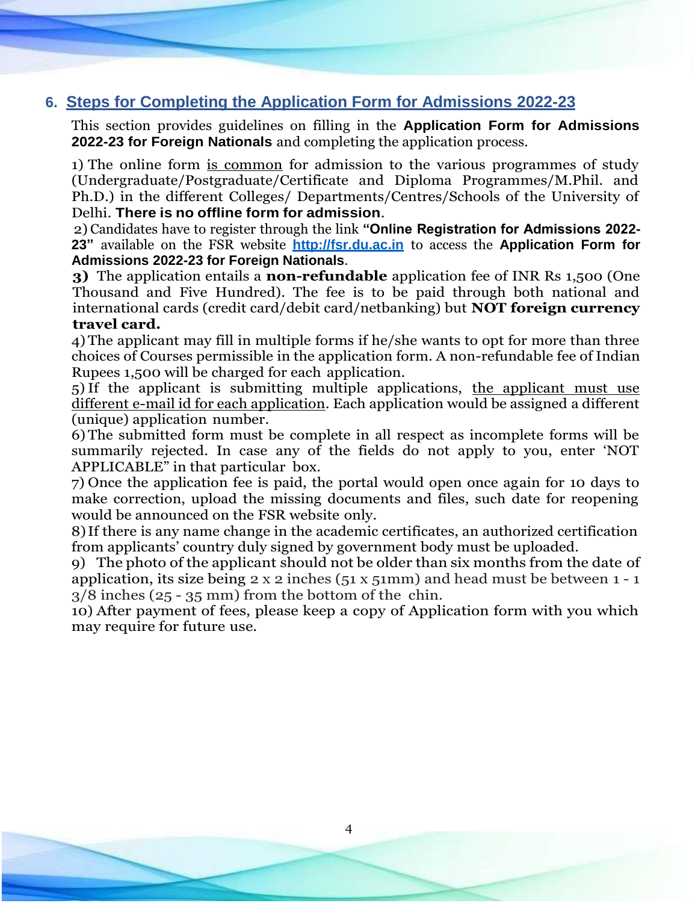## 6. Steps for Completing the Application Form for Admissions 2022-23

This section provides guidelines on filling in the **Application Form for Admissions 2022-23 for Foreign Nationals** and completing the application process.

1) The online form is common for admission to the various programmes of study (Undergraduate/Postgraduate/Certificate and Diploma Programmes/M.Phil. and Ph.D.) in the different Colleges/ Departments/Centres/Schools of the University of Delhi. **There is no offline form for admission**.

2) Candidates have to register through the link **"Online Registration for Admissions 2022-23"** available on the FSR website **http://fsr.du.ac.in** to access the **Application Form for Admissions 2022-23 for Foreign Nationals**.

**3)** The application entails a **non-refundable** application fee of INR Rs 1,500 (One Thousand and Five Hundred). The fee is to be paid through both national and international cards (credit card/debit card/netbanking) but **NOT foreign currency travel card.**

4) The applicant may fill in multiple forms if he/she wants to opt for more than three choices of Courses permissible in the application form. A non-refundable fee of Indian Rupees 1,500 will be charged for each application.

5) If the applicant is submitting multiple applications, the applicant must use different e-mail id for each application. Each application would be assigned a different (unique) application number.

6) The submitted form must be complete in all respect as incomplete forms will be summarily rejected. In case any of the fields do not apply to you, enter 'NOT APPLICABLE" in that particular box.

7) Once the application fee is paid, the portal would open once again for 10 days to make correction, upload the missing documents and files, such date for reopening would be announced on the FSR website only.

8) If there is any name change in the academic certificates, an authorized certification from applicants' country duly signed by government body must be uploaded.

9) The photo of the applicant should not be older than six months from the date of application, its size being 2 x 2 inches (51 x 51mm) and head must be between 1 - 1 3/8 inches (25 - 35 mm) from the bottom of the chin.

10) After payment of fees, please keep a copy of Application form with you which may require for future use.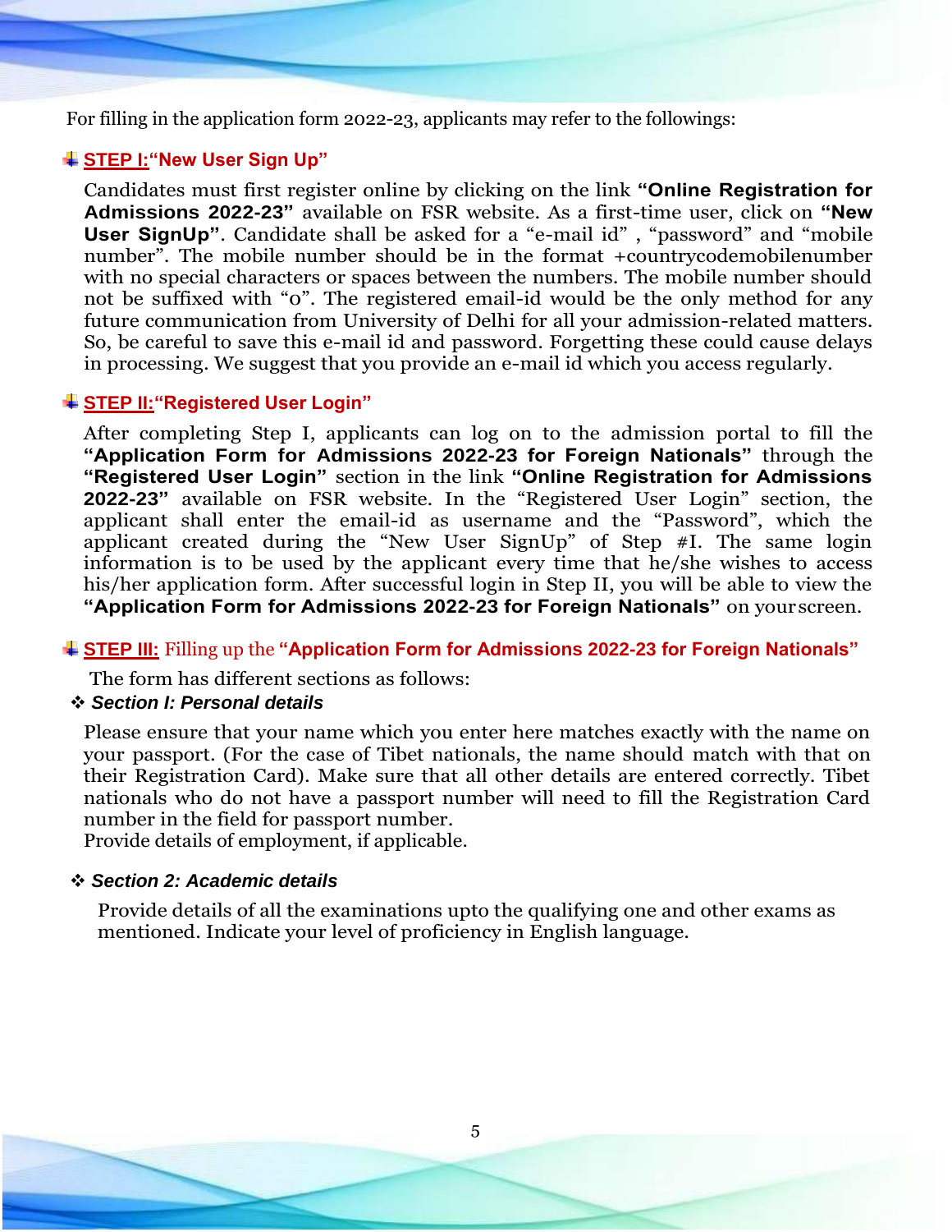For filling in the application form 2022-23, applicants may refer to the followings:

### STEP I: "New User Sign Up"

Candidates must first register online by clicking on the link **"Online Registration for Admissions 2022-23"** available on FSR website. As a first-time user, click on **"New User SignUp"**. Candidate shall be asked for a "e-mail id" , "password" and "mobile number". The mobile number should be in the format +countrycodemobilenumber with no special characters or spaces between the numbers. The mobile number should not be suffixed with "0". The registered email-id would be the only method for any future communication from University of Delhi for all your admission-related matters. So, be careful to save this e-mail id and password. Forgetting these could cause delays in processing. We suggest that you provide an e-mail id which you access regularly.

### STEP II: "Registered User Login"

After completing Step I, applicants can log on to the admission portal to fill the **"Application Form for Admissions 2022-23 for Foreign Nationals"** through the **"Registered User Login"** section in the link **"Online Registration for Admissions 2022-23"** available on FSR website. In the "Registered User Login" section, the applicant shall enter the email-id as username and the "Password", which the applicant created during the "New User SignUp" of Step #I. The same login information is to be used by the applicant every time that he/she wishes to access his/her application form. After successful login in Step II, you will be able to view the **"Application Form for Admissions 2022-23 for Foreign Nationals"** on your screen.

### STEP III: Filling up the "Application Form for Admissions 2022-23 for Foreign Nationals"

The form has different sections as follows:

#### ❖ *Section I: Personal details*

Please ensure that your name which you enter here matches exactly with the name on your passport. (For the case of Tibet nationals, the name should match with that on their Registration Card). Make sure that all other details are entered correctly. Tibet nationals who do not have a passport number will need to fill the Registration Card number in the field for passport number.

Provide details of employment, if applicable.

#### ❖ *Section 2: Academic details*

Provide details of all the examinations upto the qualifying one and other exams as mentioned. Indicate your level of proficiency in English language.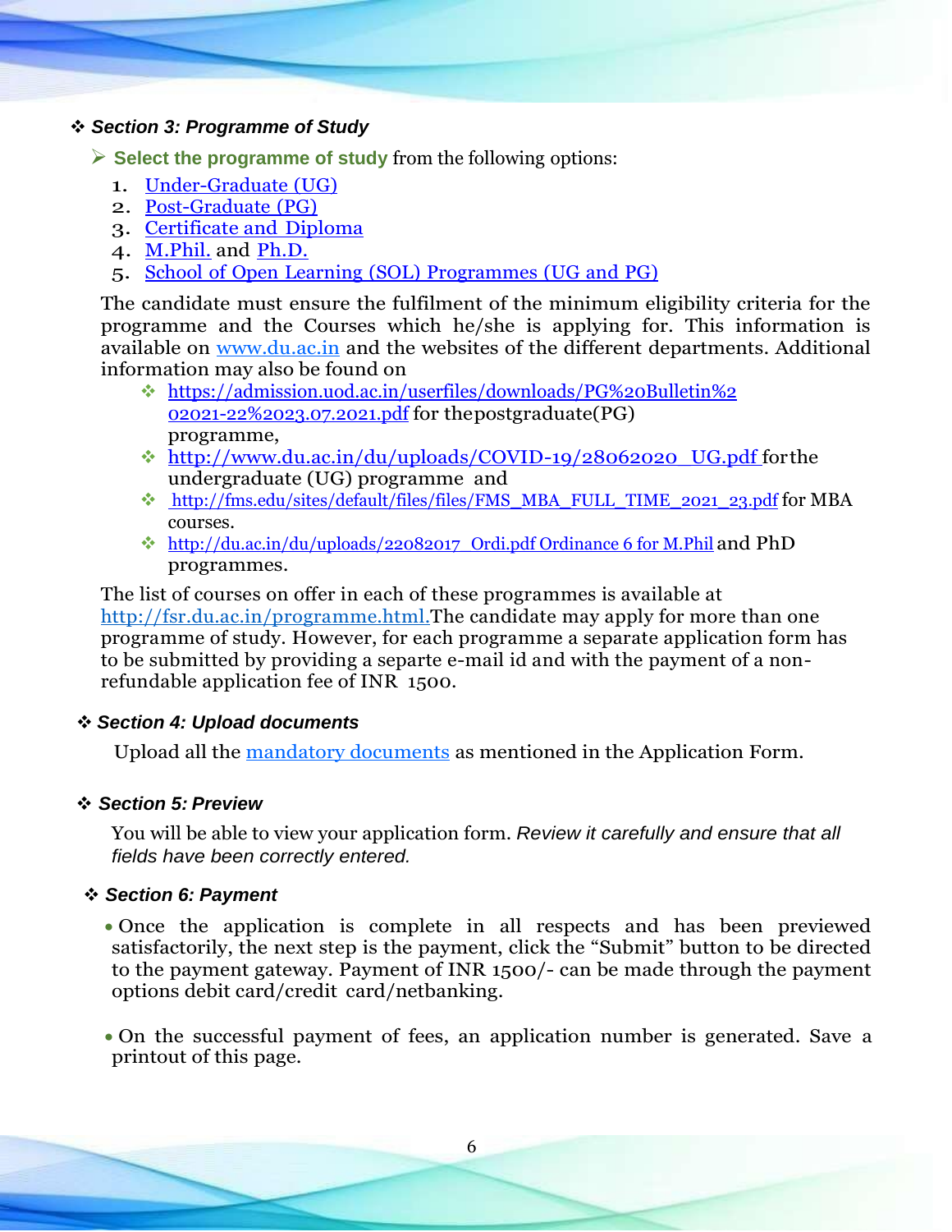### ❖ *Section 3: Programme of Study*

➢ **Select the programme of study** from the following options:

1. [Under-Graduate (UG)]
2. [Post-Graduate (PG)]
3. [Certificate and Diploma]
4. [M.Phil.] and [Ph.D.]
5. [School of Open Learning (SOL) Programmes (UG and PG)]

The candidate must ensure the fulfilment of the minimum eligibility criteria for the programme and the Courses which he/she is applying for. This information is available on www.du.ac.in and the websites of the different departments. Additional information may also be found on

- ❖ https://admission.uod.ac.in/userfiles/downloads/PG%20Bulletin%202021-22%2023.07.2021.pdf for thepostgraduate(PG) programme,
- ❖ http://www.du.ac.in/du/uploads/COVID-19/28062020_UG.pdf forthe undergraduate (UG) programme and
- ❖ http://fms.edu/sites/default/files/files/FMS_MBA_FULL_TIME_2021_23.pdf for MBA courses.
- ❖ http://du.ac.in/du/uploads/22082017_Ordi.pdf Ordinance 6 for M.Phil and PhD programmes.

The list of courses on offer in each of these programmes is available at http://fsr.du.ac.in/programme.html.The candidate may apply for more than one programme of study. However, for each programme a separate application form has to be submitted by providing a separte e-mail id and with the payment of a non-refundable application fee of INR 1500.

### ❖ *Section 4: Upload documents*

Upload all the [mandatory documents] as mentioned in the Application Form.

### ❖ *Section 5: Preview*

You will be able to view your application form. *Review it carefully and ensure that all fields have been correctly entered.*

### ❖ *Section 6: Payment*

- Once the application is complete in all respects and has been previewed satisfactorily, the next step is the payment, click the "Submit" button to be directed to the payment gateway. Payment of INR 1500/- can be made through the payment options debit card/credit card/netbanking.
- On the successful payment of fees, an application number is generated. Save a printout of this page.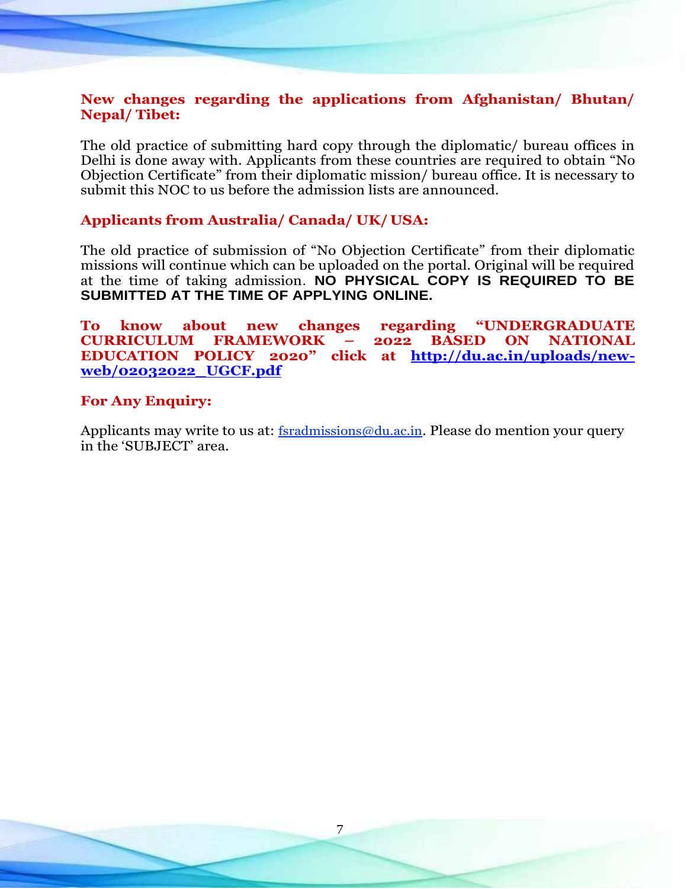### New changes regarding the applications from Afghanistan/ Bhutan/ Nepal/ Tibet:

The old practice of submitting hard copy through the diplomatic/ bureau offices in Delhi is done away with. Applicants from these countries are required to obtain "No Objection Certificate" from their diplomatic mission/ bureau office. It is necessary to submit this NOC to us before the admission lists are announced.

### Applicants from Australia/ Canada/ UK/ USA:

The old practice of submission of "No Objection Certificate" from their diplomatic missions will continue which can be uploaded on the portal. Original will be required at the time of taking admission. **NO PHYSICAL COPY IS REQUIRED TO BE SUBMITTED AT THE TIME OF APPLYING ONLINE.**

**To know about new changes regarding "UNDERGRADUATE CURRICULUM FRAMEWORK – 2022 BASED ON NATIONAL EDUCATION POLICY 2020" click at [http://du.ac.in/uploads/new-web/02032022_UGCF.pdf](http://du.ac.in/uploads/new-web/02032022_UGCF.pdf)**

### For Any Enquiry:

Applicants may write to us at: [fsradmissions@du.ac.in](mailto:fsradmissions@du.ac.in). Please do mention your query in the 'SUBJECT' area.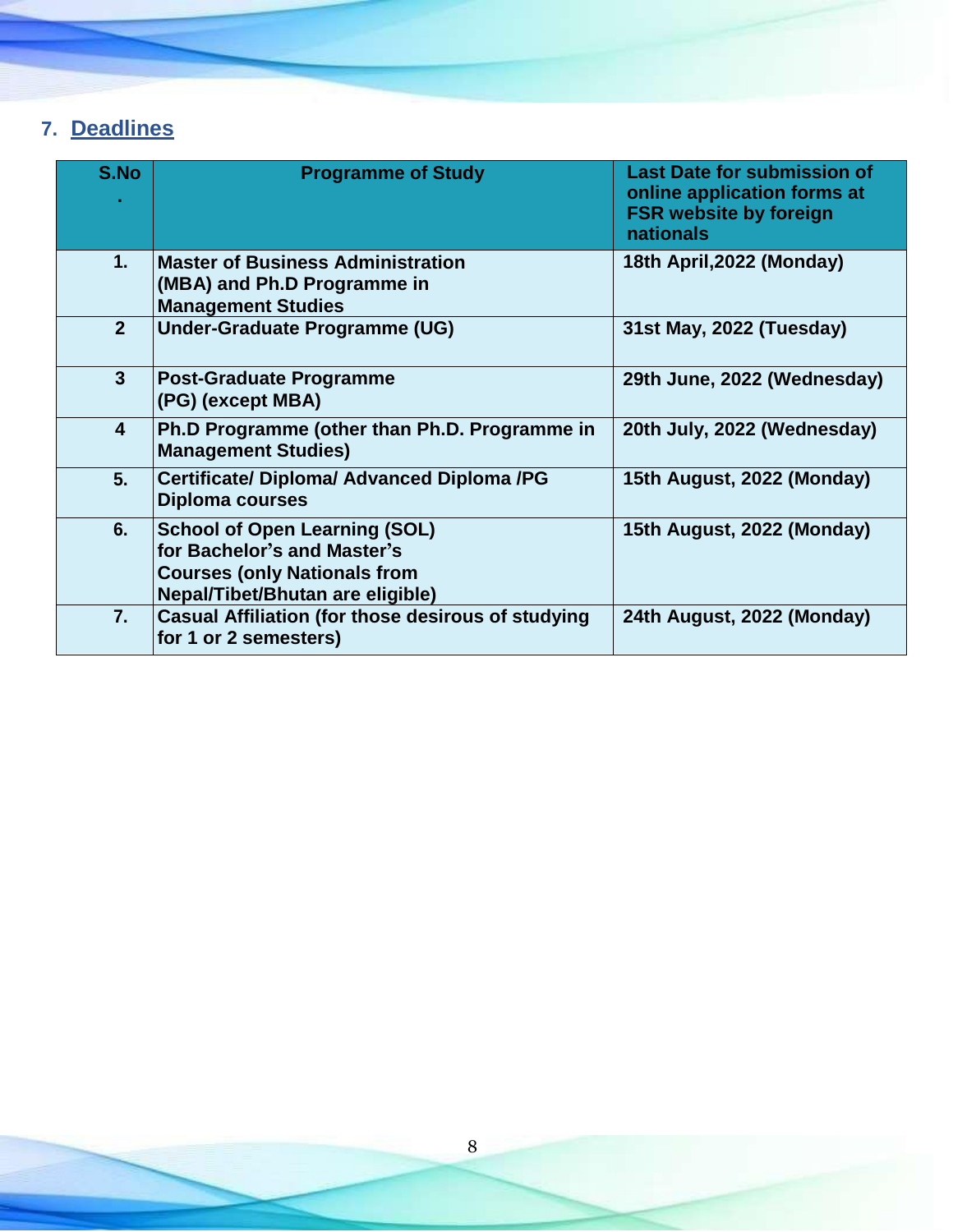## 7. Deadlines

| S.No. | Programme of Study | Last Date for submission of online application forms at FSR website by foreign nationals |
|---|---|---|
| 1. | Master of Business Administration (MBA) and Ph.D Programme in Management Studies | 18th April,2022 (Monday) |
| 2 | Under-Graduate Programme (UG) | 31st May, 2022 (Tuesday) |
| 3 | Post-Graduate Programme (PG) (except MBA) | 29th June, 2022 (Wednesday) |
| 4 | Ph.D Programme (other than Ph.D. Programme in Management Studies) | 20th July, 2022 (Wednesday) |
| 5. | Certificate/ Diploma/ Advanced Diploma /PG Diploma courses | 15th August, 2022 (Monday) |
| 6. | School of Open Learning (SOL) for Bachelor's and Master's Courses (only Nationals from Nepal/Tibet/Bhutan are eligible) | 15th August, 2022 (Monday) |
| 7. | Casual Affiliation (for those desirous of studying for 1 or 2 semesters) | 24th August, 2022 (Monday) |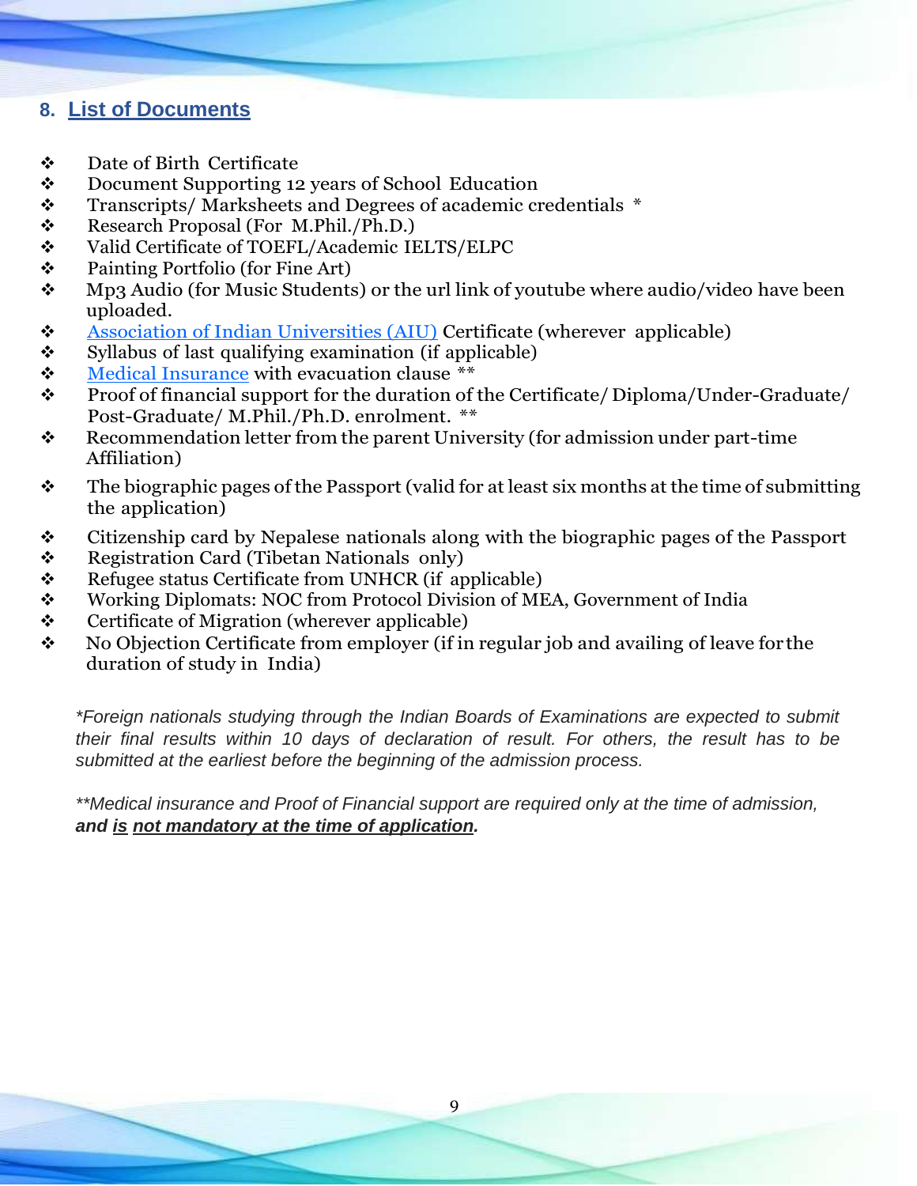## 8. List of Documents

- Date of Birth Certificate
- Document Supporting 12 years of School Education
- Transcripts/ Marksheets and Degrees of academic credentials *
- Research Proposal (For M.Phil./Ph.D.)
- Valid Certificate of TOEFL/Academic IELTS/ELPC
- Painting Portfolio (for Fine Art)
- Mp3 Audio (for Music Students) or the url link of youtube where audio/video have been uploaded.
- Association of Indian Universities (AIU) Certificate (wherever applicable)
- Syllabus of last qualifying examination (if applicable)
- Medical Insurance with evacuation clause **
- Proof of financial support for the duration of the Certificate/ Diploma/Under-Graduate/ Post-Graduate/ M.Phil./Ph.D. enrolment. **
- Recommendation letter from the parent University (for admission under part-time Affiliation)
- The biographic pages of the Passport (valid for at least six months at the time of submitting the application)
- Citizenship card by Nepalese nationals along with the biographic pages of the Passport
- Registration Card (Tibetan Nationals only)
- Refugee status Certificate from UNHCR (if applicable)
- Working Diplomats: NOC from Protocol Division of MEA, Government of India
- Certificate of Migration (wherever applicable)
- No Objection Certificate from employer (if in regular job and availing of leave for the duration of study in India)

*\*Foreign nationals studying through the Indian Boards of Examinations are expected to submit their final results within 10 days of declaration of result. For others, the result has to be submitted at the earliest before the beginning of the admission process.*

*\*\*Medical insurance and Proof of Financial support are required only at the time of admission,* ***and is not mandatory at the time of application.***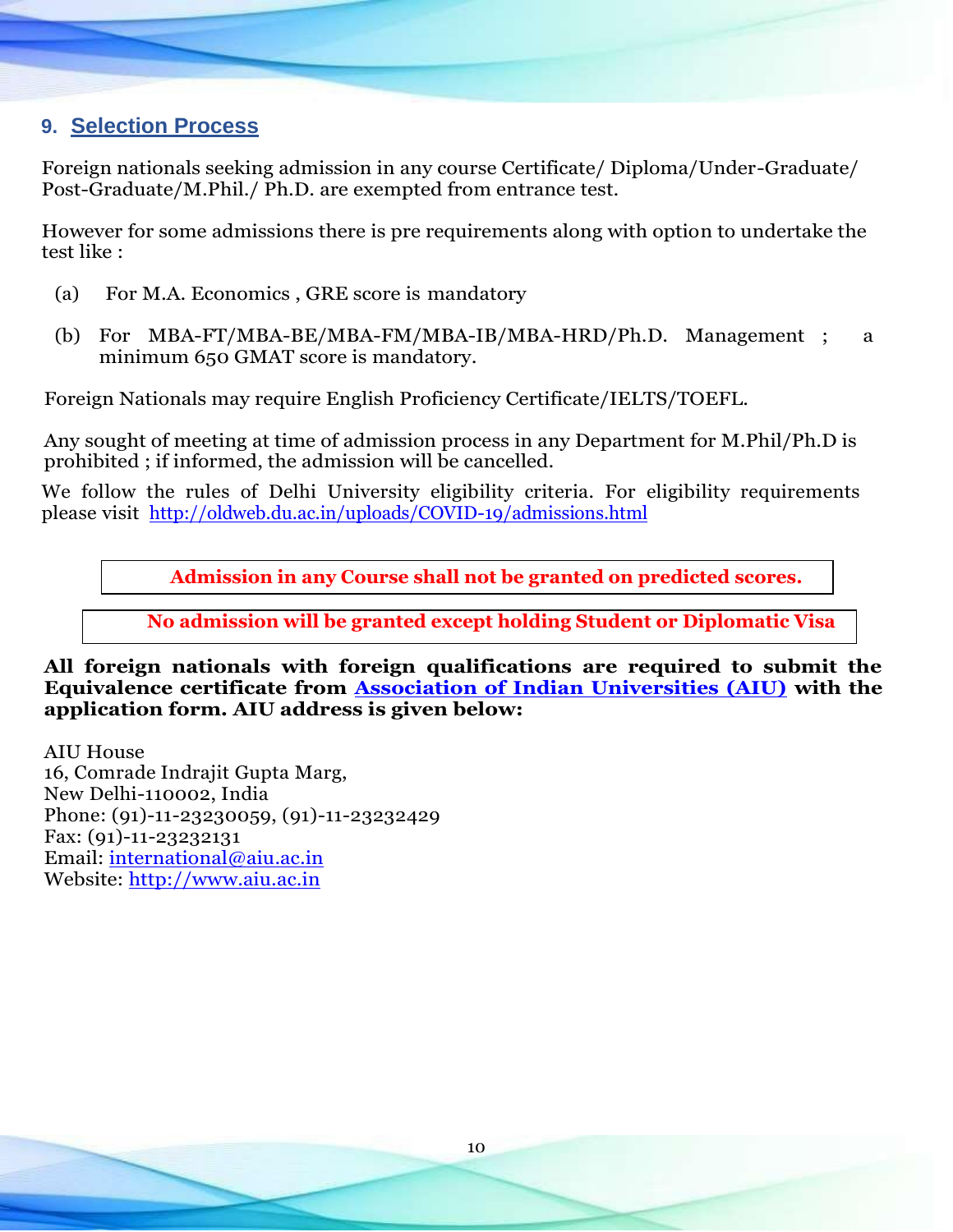## 9. Selection Process

Foreign nationals seeking admission in any course Certificate/ Diploma/Under-Graduate/ Post-Graduate/M.Phil./ Ph.D. are exempted from entrance test.

However for some admissions there is pre requirements along with option to undertake the test like :

(a) For M.A. Economics , GRE score is mandatory

(b) For MBA-FT/MBA-BE/MBA-FM/MBA-IB/MBA-HRD/Ph.D. Management ; a minimum 650 GMAT score is mandatory.

Foreign Nationals may require English Proficiency Certificate/IELTS/TOEFL.

Any sought of meeting at time of admission process in any Department for M.Phil/Ph.D is prohibited ; if informed, the admission will be cancelled.

We follow the rules of Delhi University eligibility criteria. For eligibility requirements please visit http://oldweb.du.ac.in/uploads/COVID-19/admissions.html

**Admission in any Course shall not be granted on predicted scores.**

**No admission will be granted except holding Student or Diplomatic Visa**

**All foreign nationals with foreign qualifications are required to submit the Equivalence certificate from Association of Indian Universities (AIU) with the application form. AIU address is given below:**

AIU House
16, Comrade Indrajit Gupta Marg,
New Delhi-110002, India
Phone: (91)-11-23230059, (91)-11-23232429
Fax: (91)-11-23232131
Email: international@aiu.ac.in
Website: http://www.aiu.ac.in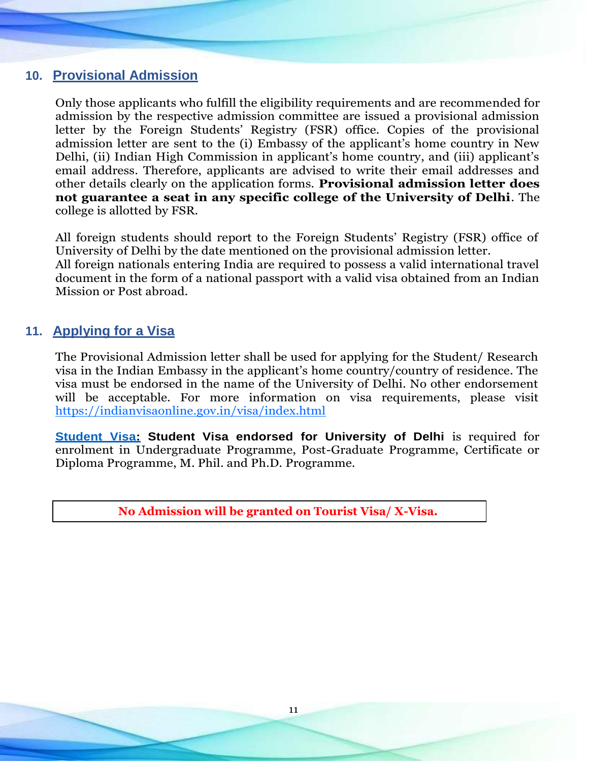## 10. Provisional Admission

Only those applicants who fulfill the eligibility requirements and are recommended for admission by the respective admission committee are issued a provisional admission letter by the Foreign Students' Registry (FSR) office. Copies of the provisional admission letter are sent to the (i) Embassy of the applicant's home country in New Delhi, (ii) Indian High Commission in applicant's home country, and (iii) applicant's email address. Therefore, applicants are advised to write their email addresses and other details clearly on the application forms. **Provisional admission letter does not guarantee a seat in any specific college of the University of Delhi**. The college is allotted by FSR.

All foreign students should report to the Foreign Students' Registry (FSR) office of University of Delhi by the date mentioned on the provisional admission letter.
All foreign nationals entering India are required to possess a valid international travel document in the form of a national passport with a valid visa obtained from an Indian Mission or Post abroad.

## 11. Applying for a Visa

The Provisional Admission letter shall be used for applying for the Student/ Research visa in the Indian Embassy in the applicant's home country/country of residence. The visa must be endorsed in the name of the University of Delhi. No other endorsement will be acceptable. For more information on visa requirements, please visit https://indianvisaonline.gov.in/visa/index.html

**Student Visa: Student Visa endorsed for University of Delhi** is required for enrolment in Undergraduate Programme, Post-Graduate Programme, Certificate or Diploma Programme, M. Phil. and Ph.D. Programme.

**No Admission will be granted on Tourist Visa/ X-Visa.**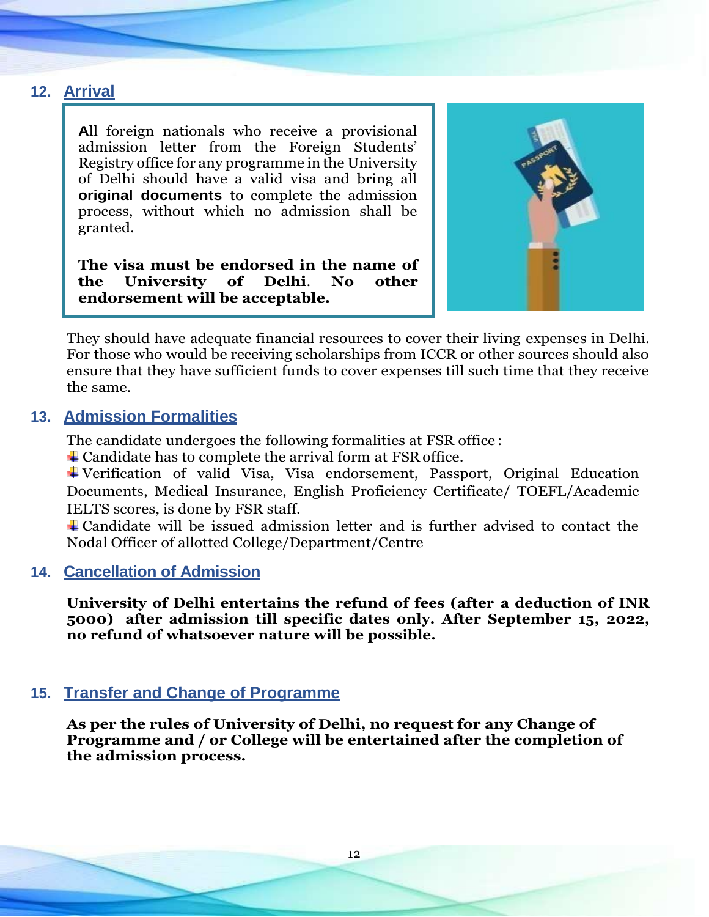## 12. Arrival

**A**ll foreign nationals who receive a provisional admission letter from the Foreign Students' Registry office for any programme in the University of Delhi should have a valid visa and bring all **original documents** to complete the admission process, without which no admission shall be granted.

**The visa must be endorsed in the name of the University of Delhi. No other endorsement will be acceptable.**

They should have adequate financial resources to cover their living expenses in Delhi. For those who would be receiving scholarships from ICCR or other sources should also ensure that they have sufficient funds to cover expenses till such time that they receive the same.

## 13. Admission Formalities

The candidate undergoes the following formalities at FSR office :

- Candidate has to complete the arrival form at FSR office.
- Verification of valid Visa, Visa endorsement, Passport, Original Education Documents, Medical Insurance, English Proficiency Certificate/ TOEFL/Academic IELTS scores, is done by FSR staff.
- Candidate will be issued admission letter and is further advised to contact the Nodal Officer of allotted College/Department/Centre

## 14. Cancellation of Admission

**University of Delhi entertains the refund of fees (after a deduction of INR 5000) after admission till specific dates only. After September 15, 2022, no refund of whatsoever nature will be possible.**

## 15. Transfer and Change of Programme

**As per the rules of University of Delhi, no request for any Change of Programme and / or College will be entertained after the completion of the admission process.**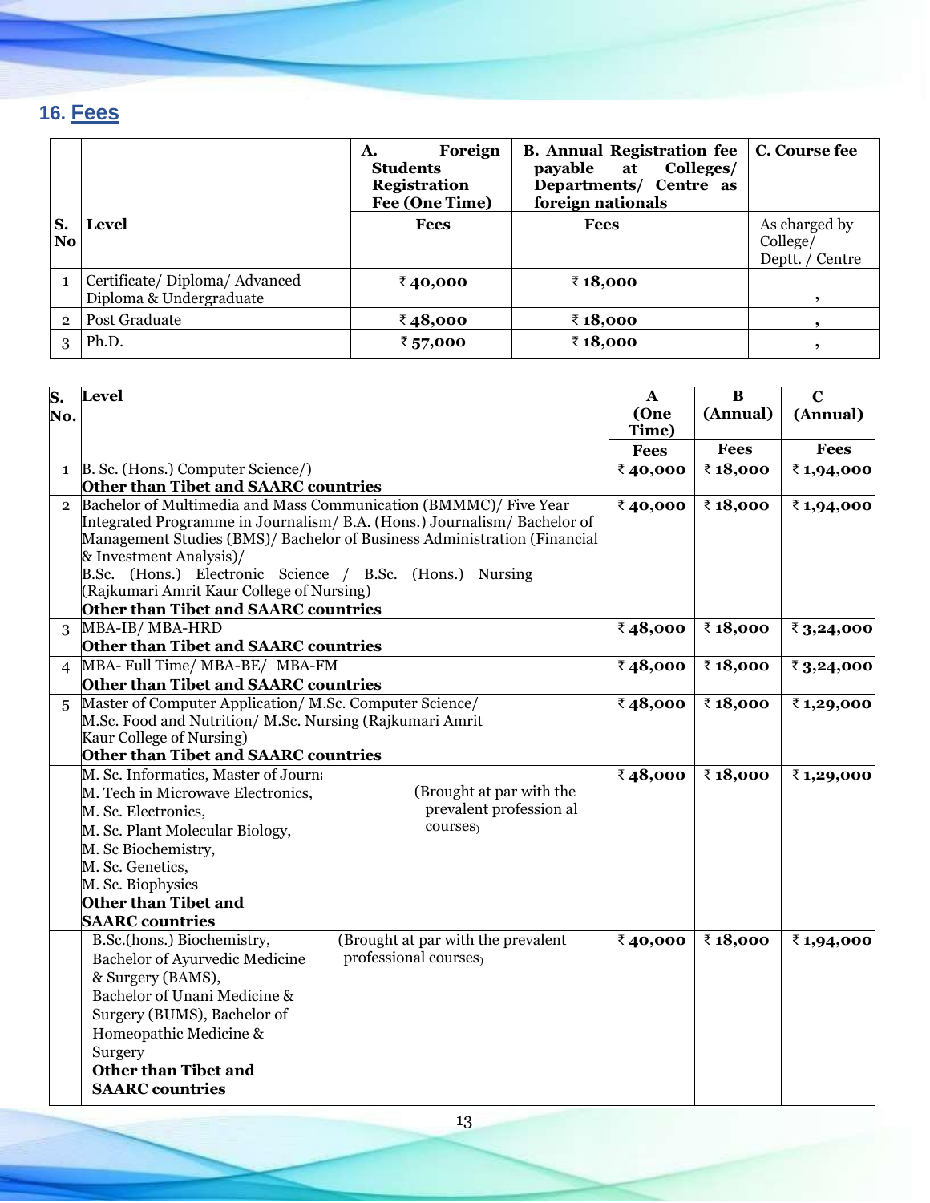## 16. Fees

| S. No | Level | A. Foreign Students Registration Fee (One Time) | B. Annual Registration fee payable at Colleges/ Departments/ Centre as foreign nationals | C. Course fee |
|---|---|---|---|---|
| | | Fees | Fees | As charged by College/ Deptt. / Centre |
| 1 | Certificate/ Diploma/ Advanced Diploma & Undergraduate | ₹ 40,000 | ₹ 18,000 | , |
| 2 | Post Graduate | ₹ 48,000 | ₹ 18,000 | , |
| 3 | Ph.D. | ₹ 57,000 | ₹ 18,000 | , |

| S. No. | Level | A (One Time) | B (Annual) | C (Annual) |
|---|---|---|---|---|
| | | Fees | Fees | Fees |
| 1 | B. Sc. (Hons.) Computer Science/) **Other than Tibet and SAARC countries** | ₹ 40,000 | ₹ 18,000 | ₹ 1,94,000 |
| 2 | Bachelor of Multimedia and Mass Communication (BMMMC)/ Five Year Integrated Programme in Journalism/ B.A. (Hons.) Journalism/ Bachelor of Management Studies (BMS)/ Bachelor of Business Administration (Financial & Investment Analysis)/ B.Sc. (Hons.) Electronic Science / B.Sc. (Hons.) Nursing (Rajkumari Amrit Kaur College of Nursing) **Other than Tibet and SAARC countries** | ₹ 40,000 | ₹ 18,000 | ₹ 1,94,000 |
| 3 | MBA-IB/ MBA-HRD **Other than Tibet and SAARC countries** | ₹ 48,000 | ₹ 18,000 | ₹ 3,24,000 |
| 4 | MBA- Full Time/ MBA-BE/ MBA-FM **Other than Tibet and SAARC countries** | ₹ 48,000 | ₹ 18,000 | ₹ 3,24,000 |
| 5 | Master of Computer Application/ M.Sc. Computer Science/ M.Sc. Food and Nutrition/ M.Sc. Nursing (Rajkumari Amrit Kaur College of Nursing) **Other than Tibet and SAARC countries** | ₹ 48,000 | ₹ 18,000 | ₹ 1,29,000 |
| | M. Sc. Informatics, Master of Journ, M. Tech in Microwave Electronics, M. Sc. Electronics, M. Sc. Plant Molecular Biology, M. Sc Biochemistry, M. Sc. Genetics, M. Sc. Biophysics (Brought at par with the prevalent profession al courses) **Other than Tibet and SAARC countries** | ₹ 48,000 | ₹ 18,000 | ₹ 1,29,000 |
| | B.Sc.(hons.) Biochemistry, Bachelor of Ayurvedic Medicine & Surgery (BAMS), Bachelor of Unani Medicine & Surgery (BUMS), Bachelor of Homeopathic Medicine & Surgery (Brought at par with the prevalent professional courses) **Other than Tibet and SAARC countries** | ₹ 40,000 | ₹ 18,000 | ₹ 1,94,000 |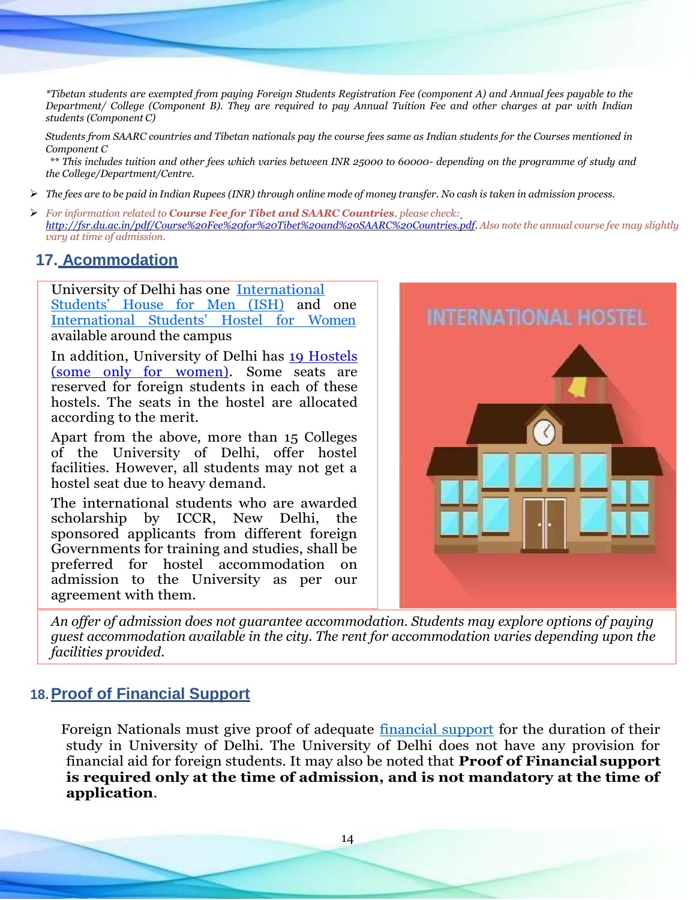*\*Tibetan students are exempted from paying Foreign Students Registration Fee (component A) and Annual fees payable to the Department/ College (Component B). They are required to pay Annual Tuition Fee and other charges at par with Indian students (Component C)*

*Students from SAARC countries and Tibetan nationals pay the course fees same as Indian students for the Courses mentioned in Component C*

*\*\* This includes tuition and other fees which varies between INR 25000 to 60000- depending on the programme of study and the College/Department/Centre.*

- *The fees are to be paid in Indian Rupees (INR) through online mode of money transfer. No cash is taken in admission process.*
- *For information related to **Course Fee for Tibet and SAARC Countries**, please check: http://fsr.du.ac.in/pdf/Course%20Fee%20for%20Tibet%20and%20SAARC%20Countries.pdf. Also note the annual course fee may slightly vary at time of admission.*

## 17. Acommodation

University of Delhi has one International Students' House for Men (ISH) and one International Students' Hostel for Women available around the campus

In addition, University of Delhi has 19 Hostels (some only for women). Some seats are reserved for foreign students in each of these hostels. The seats in the hostel are allocated according to the merit.

Apart from the above, more than 15 Colleges of the University of Delhi, offer hostel facilities. However, all students may not get a hostel seat due to heavy demand.

The international students who are awarded scholarship by ICCR, New Delhi, the sponsored applicants from different foreign Governments for training and studies, shall be preferred for hostel accommodation on admission to the University as per our agreement with them.

*An offer of admission does not guarantee accommodation. Students may explore options of paying guest accommodation available in the city. The rent for accommodation varies depending upon the facilities provided.*

## 18. Proof of Financial Support

Foreign Nationals must give proof of adequate financial support for the duration of their study in University of Delhi. The University of Delhi does not have any provision for financial aid for foreign students. It may also be noted that **Proof of Financial support is required only at the time of admission, and is not mandatory at the time of application**.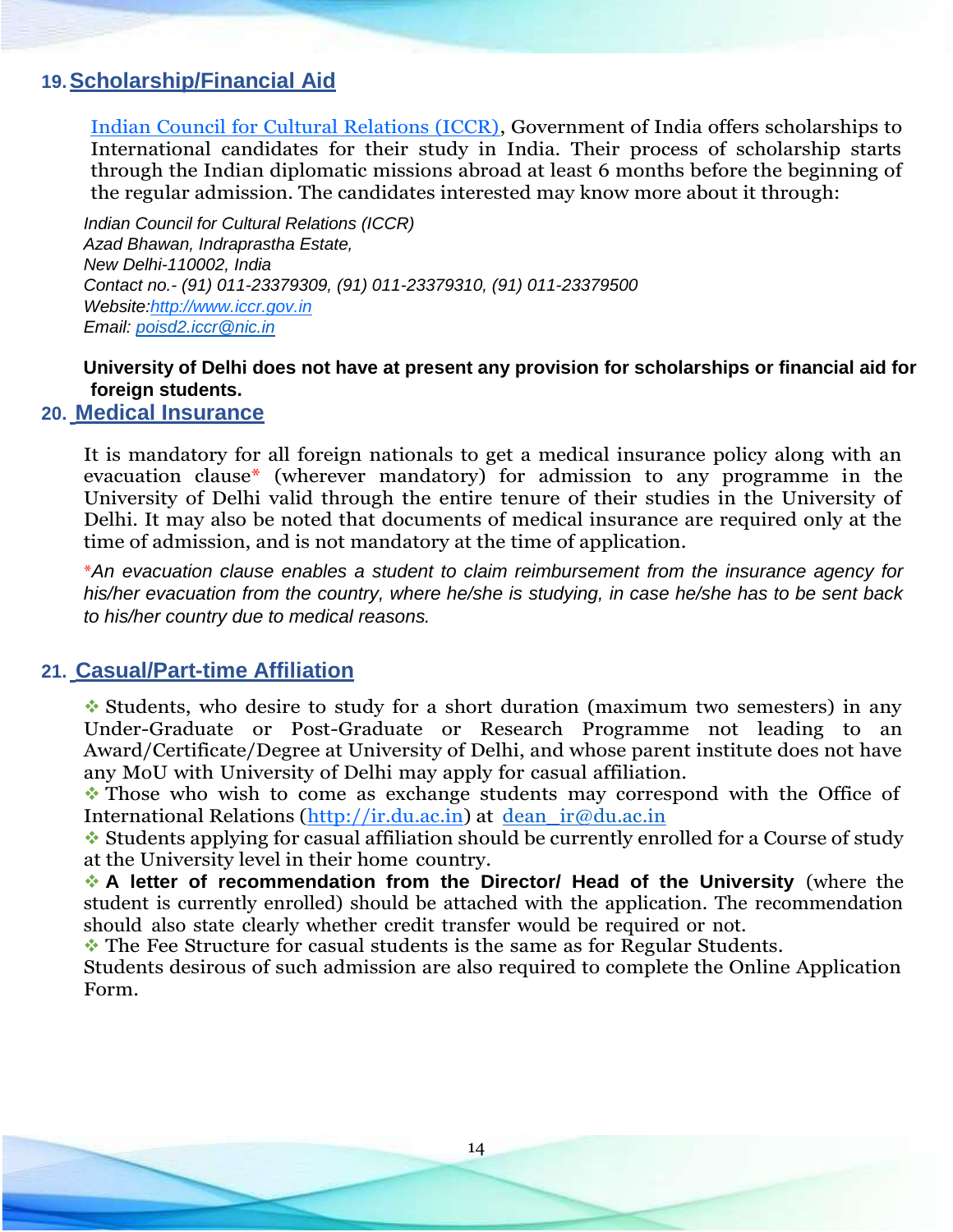## 19. Scholarship/Financial Aid

Indian Council for Cultural Relations (ICCR), Government of India offers scholarships to International candidates for their study in India. Their process of scholarship starts through the Indian diplomatic missions abroad at least 6 months before the beginning of the regular admission. The candidates interested may know more about it through:

*Indian Council for Cultural Relations (ICCR)*
*Azad Bhawan, Indraprastha Estate,*
*New Delhi-110002, India*
*Contact no.- (91) 011-23379309, (91) 011-23379310, (91) 011-23379500*
*Website:http://www.iccr.gov.in*
*Email: poisd2.iccr@nic.in*

**University of Delhi does not have at present any provision for scholarships or financial aid for foreign students.**

## 20. Medical Insurance

It is mandatory for all foreign nationals to get a medical insurance policy along with an evacuation clause* (wherever mandatory) for admission to any programme in the University of Delhi valid through the entire tenure of their studies in the University of Delhi. It may also be noted that documents of medical insurance are required only at the time of admission, and is not mandatory at the time of application.

**An evacuation clause enables a student to claim reimbursement from the insurance agency for his/her evacuation from the country, where he/she is studying, in case he/she has to be sent back to his/her country due to medical reasons.*

## 21. Casual/Part-time Affiliation

- Students, who desire to study for a short duration (maximum two semesters) in any Under-Graduate or Post-Graduate or Research Programme not leading to an Award/Certificate/Degree at University of Delhi, and whose parent institute does not have any MoU with University of Delhi may apply for casual affiliation.
- Those who wish to come as exchange students may correspond with the Office of International Relations (http://ir.du.ac.in) at dean_ir@du.ac.in
- Students applying for casual affiliation should be currently enrolled for a Course of study at the University level in their home country.
- **A letter of recommendation from the Director/ Head of the University** (where the student is currently enrolled) should be attached with the application. The recommendation should also state clearly whether credit transfer would be required or not.
- The Fee Structure for casual students is the same as for Regular Students.

Students desirous of such admission are also required to complete the Online Application Form.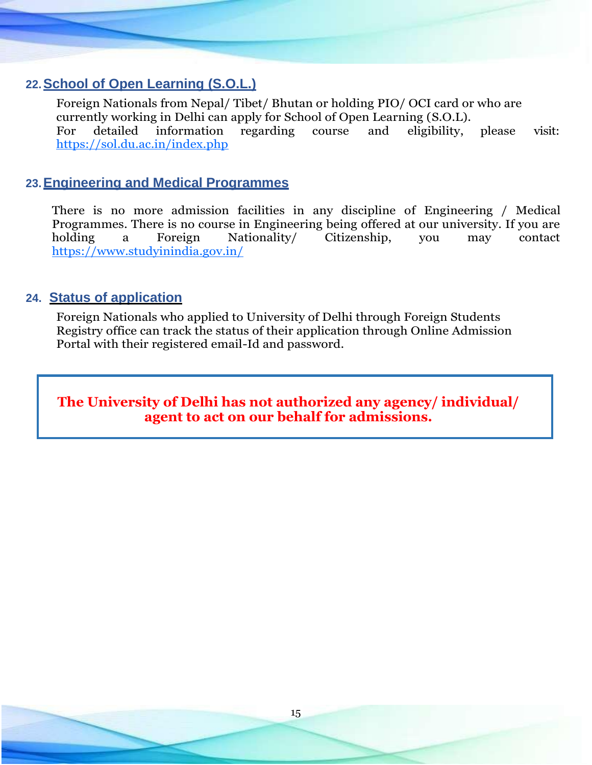## 22. School of Open Learning (S.O.L.)

Foreign Nationals from Nepal/ Tibet/ Bhutan or holding PIO/ OCI card or who are currently working in Delhi can apply for School of Open Learning (S.O.L).
For detailed information regarding course and eligibility, please visit: https://sol.du.ac.in/index.php

## 23. Engineering and Medical Programmes

There is no more admission facilities in any discipline of Engineering / Medical Programmes. There is no course in Engineering being offered at our university. If you are holding a Foreign Nationality/ Citizenship, you may contact https://www.studyinindia.gov.in/

## 24. Status of application

Foreign Nationals who applied to University of Delhi through Foreign Students Registry office can track the status of their application through Online Admission Portal with their registered email-Id and password.

**The University of Delhi has not authorized any agency/ individual/ agent to act on our behalf for admissions.**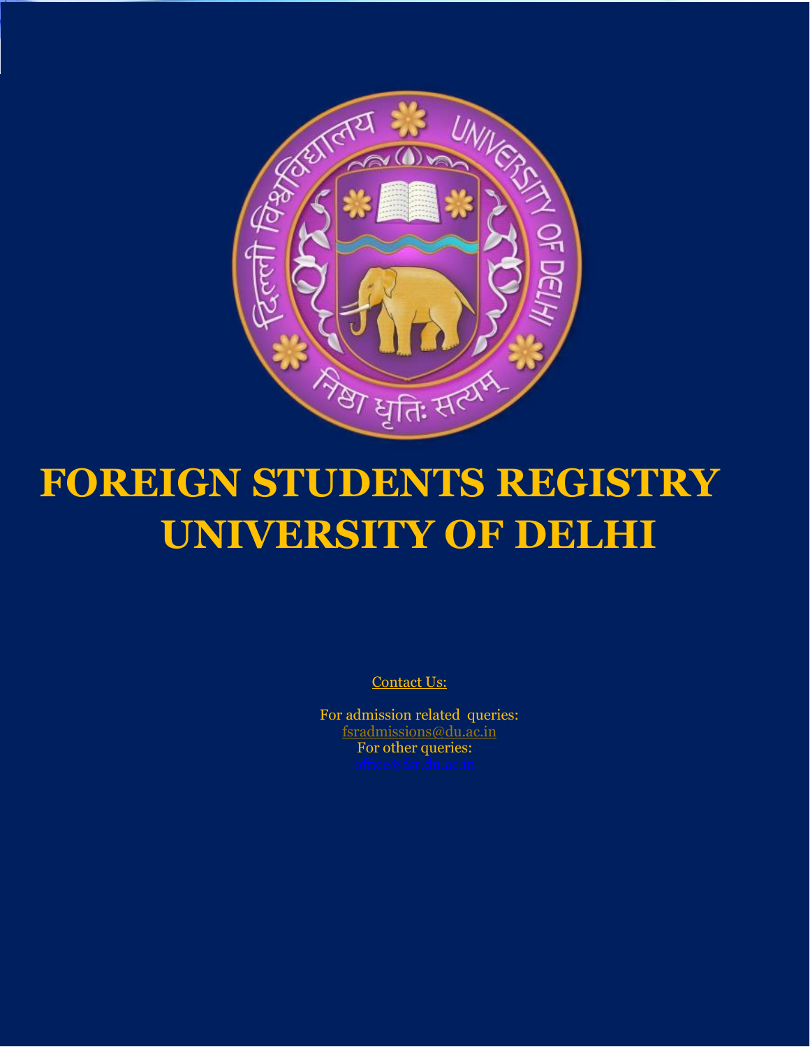# FOREIGN STUDENTS REGISTRY
# UNIVERSITY OF DELHI

Contact Us:

For admission related queries:
fsradmissions@du.ac.in
For other queries:
office@fsr.du.ac.in